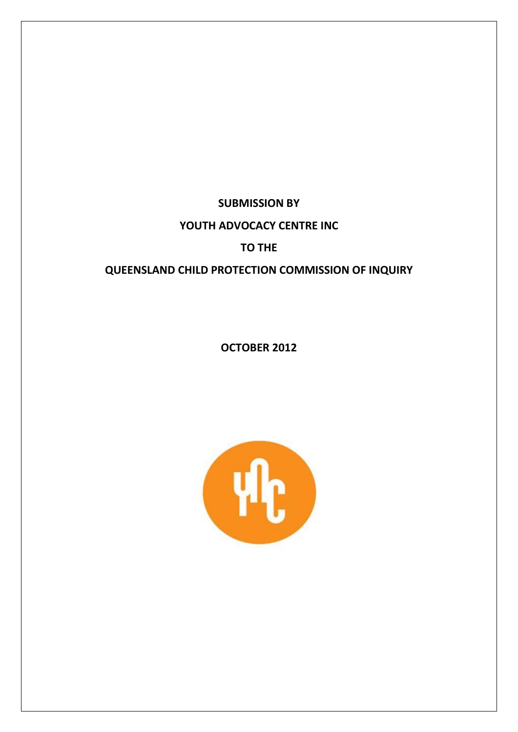**SUBMISSION BY**

**YOUTH ADVOCACY CENTRE INC**

**TO THE**

**QUEENSLAND CHILD PROTECTION COMMISSION OF INQUIRY**

**OCTOBER 2012**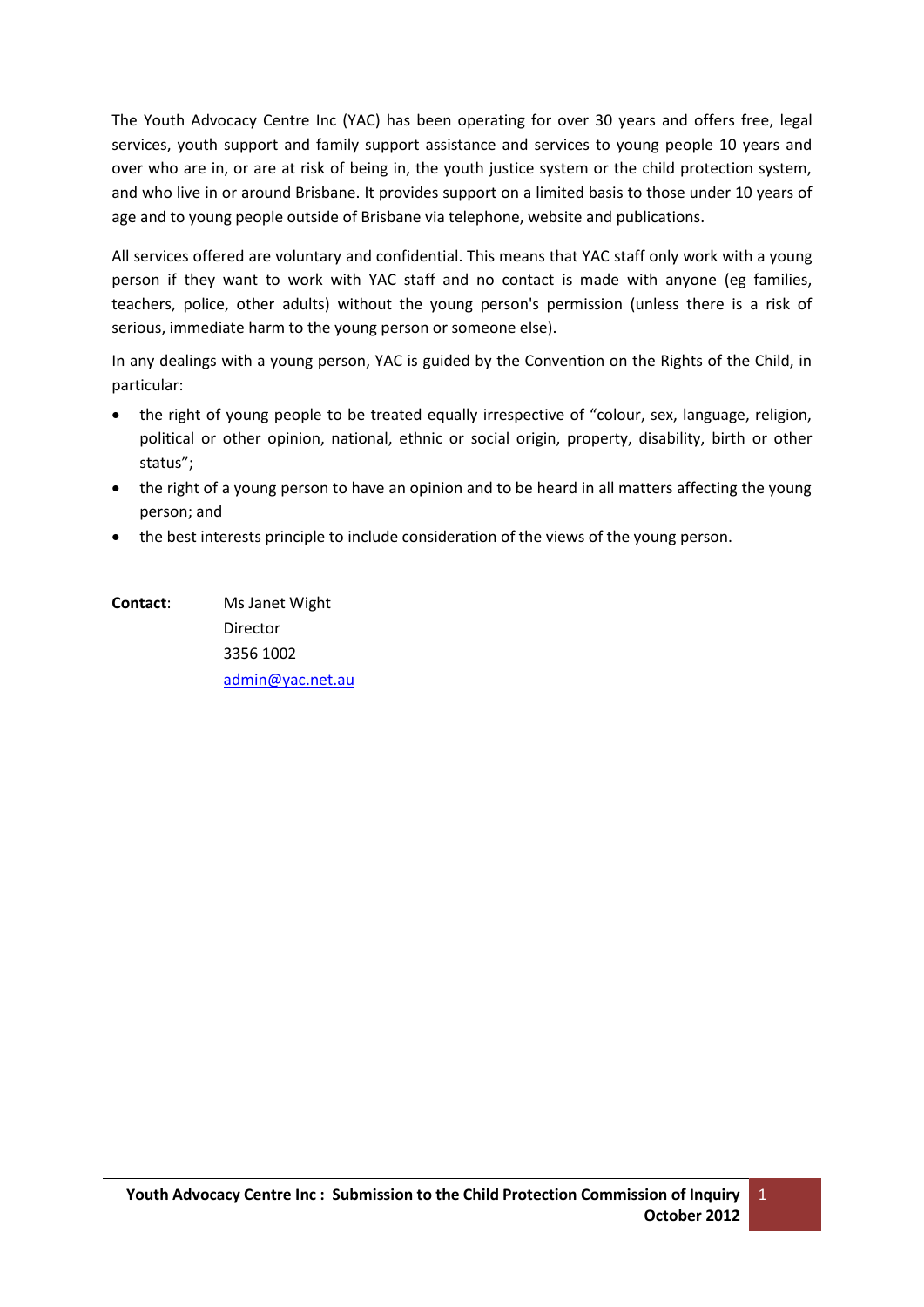The Youth Advocacy Centre Inc (YAC) has been operating for over 30 years and offers free, legal services, youth support and family support assistance and services to young people 10 years and over who are in, or are at risk of being in, the youth justice system or the child protection system, and who live in or around Brisbane. It provides support on a limited basis to those under 10 years of age and to young people outside of Brisbane via telephone, website and publications.

All services offered are voluntary and confidential. This means that YAC staff only work with a young person if they want to work with YAC staff and no contact is made with anyone (eg families, teachers, police, other adults) without the young person's permission (unless there is a risk of serious, immediate harm to the young person or someone else).

In any dealings with a young person, YAC is guided by the Convention on the Rights of the Child, in particular:

- the right of young people to be treated equally irrespective of "colour, sex, language, religion, political or other opinion, national, ethnic or social origin, property, disability, birth or other status";
- the right of a young person to have an opinion and to be heard in all matters affecting the young person; and
- the best interests principle to include consideration of the views of the young person.

**Contact**: Ms Janet Wight
Director
3356 1002
admin@yac.net.au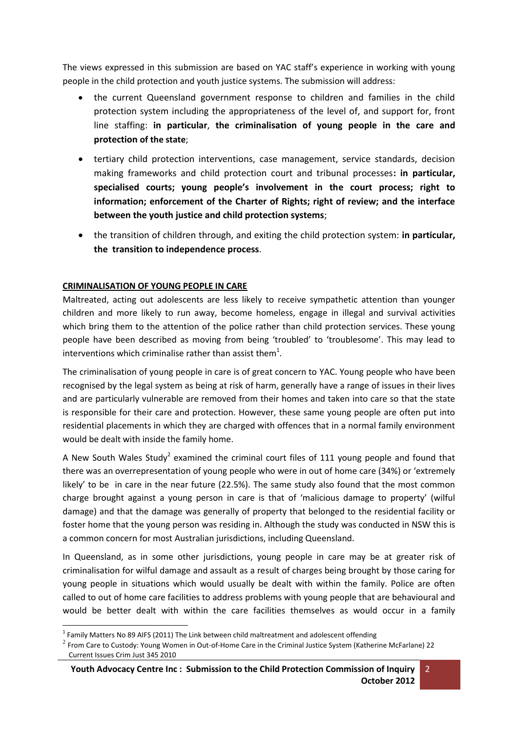The views expressed in this submission are based on YAC staff's experience in working with young people in the child protection and youth justice systems. The submission will address:

- the current Queensland government response to children and families in the child protection system including the appropriateness of the level of, and support for, front line staffing: **in particular**, **the criminalisation of young people in the care and protection of the state**;
- tertiary child protection interventions, case management, service standards, decision making frameworks and child protection court and tribunal processes**: in particular, specialised courts; young people's involvement in the court process; right to information; enforcement of the Charter of Rights; right of review; and the interface between the youth justice and child protection systems**;
- the transition of children through, and exiting the child protection system: **in particular, the transition to independence process**.

## CRIMINALISATION OF YOUNG PEOPLE IN CARE

Maltreated, acting out adolescents are less likely to receive sympathetic attention than younger children and more likely to run away, become homeless, engage in illegal and survival activities which bring them to the attention of the police rather than child protection services. These young people have been described as moving from being 'troubled' to 'troublesome'. This may lead to interventions which criminalise rather than assist them[1].

The criminalisation of young people in care is of great concern to YAC. Young people who have been recognised by the legal system as being at risk of harm, generally have a range of issues in their lives and are particularly vulnerable are removed from their homes and taken into care so that the state is responsible for their care and protection. However, these same young people are often put into residential placements in which they are charged with offences that in a normal family environment would be dealt with inside the family home.

A New South Wales Study[2] examined the criminal court files of 111 young people and found that there was an overrepresentation of young people who were in out of home care (34%) or 'extremely likely' to be in care in the near future (22.5%). The same study also found that the most common charge brought against a young person in care is that of 'malicious damage to property' (wilful damage) and that the damage was generally of property that belonged to the residential facility or foster home that the young person was residing in. Although the study was conducted in NSW this is a common concern for most Australian jurisdictions, including Queensland.

In Queensland, as in some other jurisdictions, young people in care may be at greater risk of criminalisation for wilful damage and assault as a result of charges being brought by those caring for young people in situations which would usually be dealt with within the family. Police are often called to out of home care facilities to address problems with young people that are behavioural and would be better dealt with within the care facilities themselves as would occur in a family

[1] Family Matters No 89 AIFS (2011) The Link between child maltreatment and adolescent offending

[2] From Care to Custody: Young Women in Out-of-Home Care in the Criminal Justice System (Katherine McFarlane) 22 Current Issues Crim Just 345 2010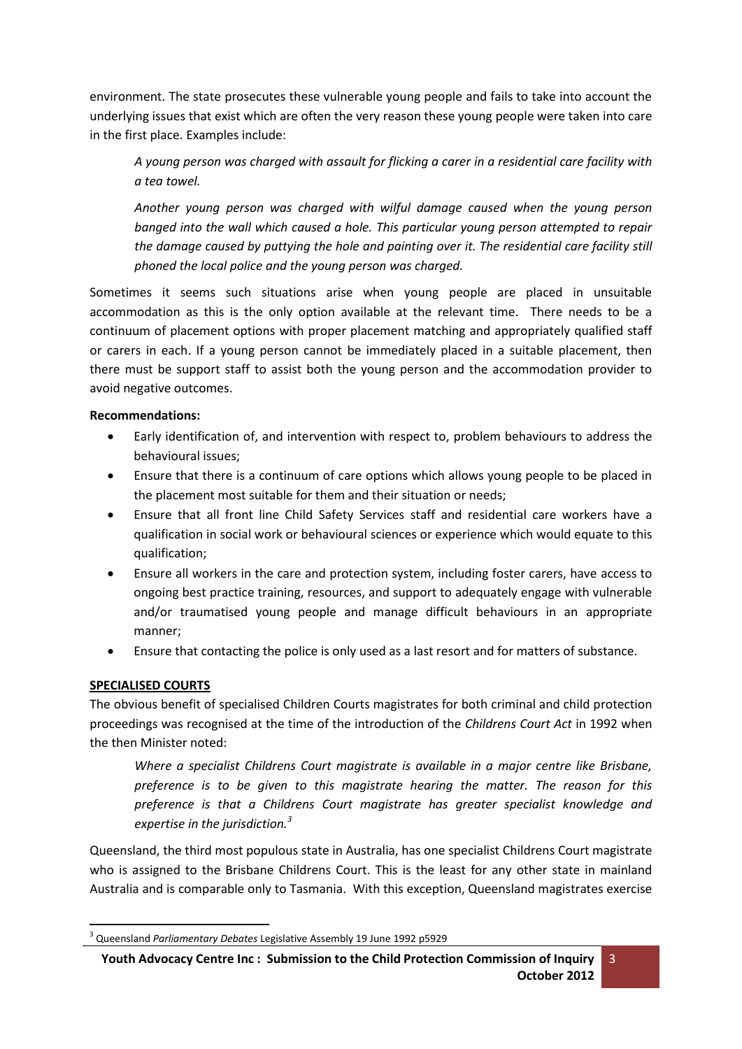environment. The state prosecutes these vulnerable young people and fails to take into account the underlying issues that exist which are often the very reason these young people were taken into care in the first place. Examples include:

> *A young person was charged with assault for flicking a carer in a residential care facility with a tea towel.*
>
> *Another young person was charged with wilful damage caused when the young person banged into the wall which caused a hole. This particular young person attempted to repair the damage caused by puttying the hole and painting over it. The residential care facility still phoned the local police and the young person was charged.*

Sometimes it seems such situations arise when young people are placed in unsuitable accommodation as this is the only option available at the relevant time. There needs to be a continuum of placement options with proper placement matching and appropriately qualified staff or carers in each. If a young person cannot be immediately placed in a suitable placement, then there must be support staff to assist both the young person and the accommodation provider to avoid negative outcomes.

**Recommendations:**

- Early identification of, and intervention with respect to, problem behaviours to address the behavioural issues;
- Ensure that there is a continuum of care options which allows young people to be placed in the placement most suitable for them and their situation or needs;
- Ensure that all front line Child Safety Services staff and residential care workers have a qualification in social work or behavioural sciences or experience which would equate to this qualification;
- Ensure all workers in the care and protection system, including foster carers, have access to ongoing best practice training, resources, and support to adequately engage with vulnerable and/or traumatised young people and manage difficult behaviours in an appropriate manner;
- Ensure that contacting the police is only used as a last resort and for matters of substance.

## SPECIALISED COURTS

The obvious benefit of specialised Children Courts magistrates for both criminal and child protection proceedings was recognised at the time of the introduction of the *Childrens Court Act* in 1992 when the then Minister noted:

> *Where a specialist Childrens Court magistrate is available in a major centre like Brisbane, preference is to be given to this magistrate hearing the matter. The reason for this preference is that a Childrens Court magistrate has greater specialist knowledge and expertise in the jurisdiction.*[3]

Queensland, the third most populous state in Australia, has one specialist Childrens Court magistrate who is assigned to the Brisbane Childrens Court. This is the least for any other state in mainland Australia and is comparable only to Tasmania. With this exception, Queensland magistrates exercise

[3] Queensland *Parliamentary Debates* Legislative Assembly 19 June 1992 p5929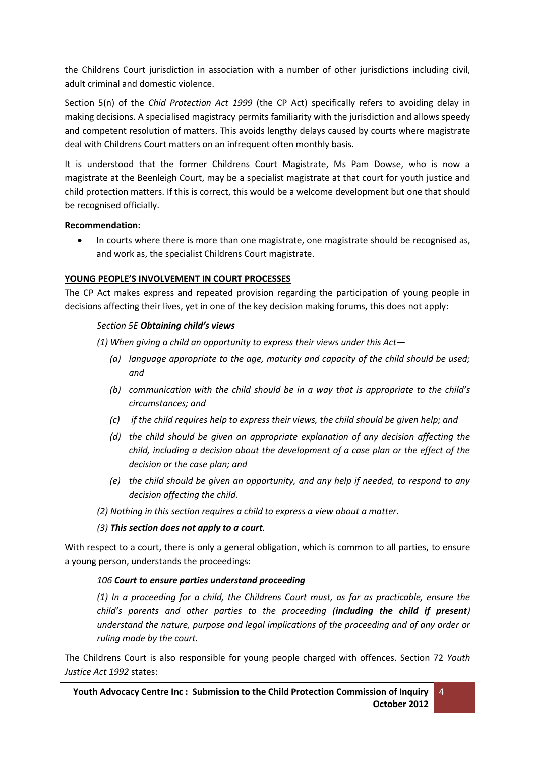the Childrens Court jurisdiction in association with a number of other jurisdictions including civil, adult criminal and domestic violence.

Section 5(n) of the *Chid Protection Act 1999* (the CP Act) specifically refers to avoiding delay in making decisions. A specialised magistracy permits familiarity with the jurisdiction and allows speedy and competent resolution of matters. This avoids lengthy delays caused by courts where magistrate deal with Childrens Court matters on an infrequent often monthly basis.

It is understood that the former Childrens Court Magistrate, Ms Pam Dowse, who is now a magistrate at the Beenleigh Court, may be a specialist magistrate at that court for youth justice and child protection matters. If this is correct, this would be a welcome development but one that should be recognised officially.

**Recommendation:**

- In courts where there is more than one magistrate, one magistrate should be recognised as, and work as, the specialist Childrens Court magistrate.

**YOUNG PEOPLE'S INVOLVEMENT IN COURT PROCESSES**

The CP Act makes express and repeated provision regarding the participation of young people in decisions affecting their lives, yet in one of the key decision making forums, this does not apply:

> *Section 5E* ***Obtaining child's views***
>
> *(1) When giving a child an opportunity to express their views under this Act—*
>
> *(a) language appropriate to the age, maturity and capacity of the child should be used; and*
>
> *(b) communication with the child should be in a way that is appropriate to the child's circumstances; and*
>
> *(c) if the child requires help to express their views, the child should be given help; and*
>
> *(d) the child should be given an appropriate explanation of any decision affecting the child, including a decision about the development of a case plan or the effect of the decision or the case plan; and*
>
> *(e) the child should be given an opportunity, and any help if needed, to respond to any decision affecting the child.*
>
> *(2) Nothing in this section requires a child to express a view about a matter.*
>
> *(3)* ***This section does not apply to a court****.*

With respect to a court, there is only a general obligation, which is common to all parties, to ensure a young person, understands the proceedings:

> *106* ***Court to ensure parties understand proceeding***
>
> *(1) In a proceeding for a child, the Childrens Court must, as far as practicable, ensure the child's parents and other parties to the proceeding (****including the child if present****) understand the nature, purpose and legal implications of the proceeding and of any order or ruling made by the court.*

The Childrens Court is also responsible for young people charged with offences. Section 72 *Youth Justice Act 1992* states: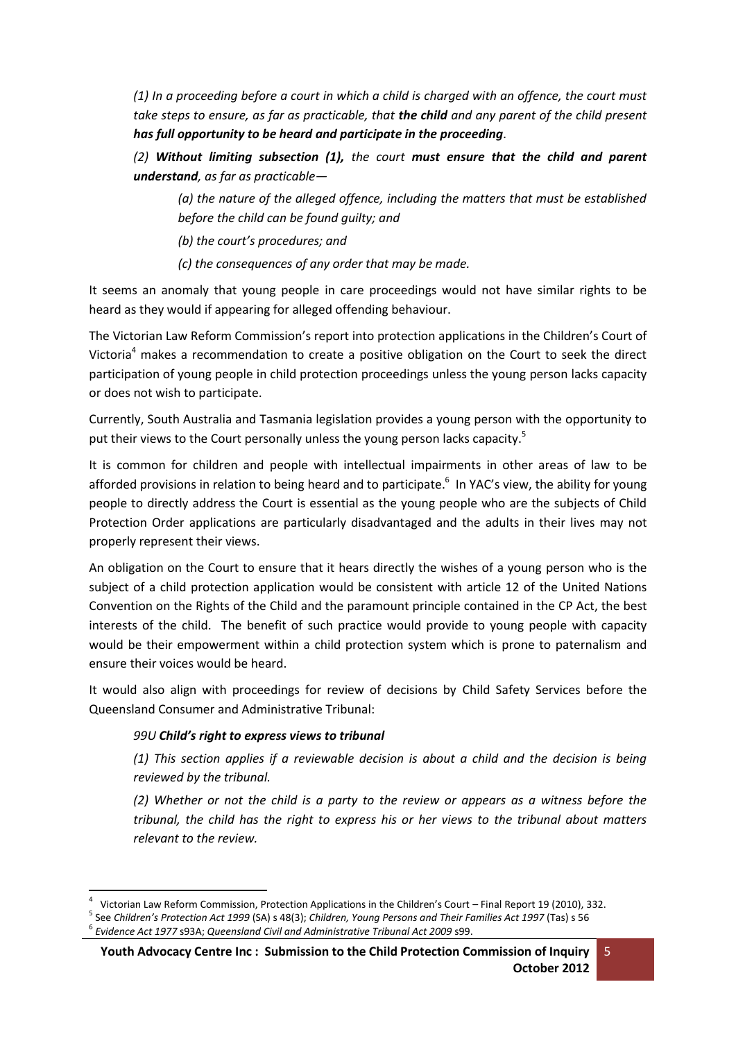*(1) In a proceeding before a court in which a child is charged with an offence, the court must take steps to ensure, as far as practicable, that **the child** and any parent of the child present **has full opportunity to be heard and participate in the proceeding**.*

*(2) **Without limiting subsection (1),** the court **must ensure that the child and parent understand**, as far as practicable—*

> *(a) the nature of the alleged offence, including the matters that must be established before the child can be found guilty; and*
>
> *(b) the court's procedures; and*
>
> *(c) the consequences of any order that may be made.*

It seems an anomaly that young people in care proceedings would not have similar rights to be heard as they would if appearing for alleged offending behaviour.

The Victorian Law Reform Commission's report into protection applications in the Children's Court of Victoria[4] makes a recommendation to create a positive obligation on the Court to seek the direct participation of young people in child protection proceedings unless the young person lacks capacity or does not wish to participate.

Currently, South Australia and Tasmania legislation provides a young person with the opportunity to put their views to the Court personally unless the young person lacks capacity.[5]

It is common for children and people with intellectual impairments in other areas of law to be afforded provisions in relation to being heard and to participate.[6] In YAC's view, the ability for young people to directly address the Court is essential as the young people who are the subjects of Child Protection Order applications are particularly disadvantaged and the adults in their lives may not properly represent their views.

An obligation on the Court to ensure that it hears directly the wishes of a young person who is the subject of a child protection application would be consistent with article 12 of the United Nations Convention on the Rights of the Child and the paramount principle contained in the CP Act, the best interests of the child. The benefit of such practice would provide to young people with capacity would be their empowerment within a child protection system which is prone to paternalism and ensure their voices would be heard.

It would also align with proceedings for review of decisions by Child Safety Services before the Queensland Consumer and Administrative Tribunal:

*99U **Child's right to express views to tribunal***

*(1) This section applies if a reviewable decision is about a child and the decision is being reviewed by the tribunal.*

*(2) Whether or not the child is a party to the review or appears as a witness before the tribunal, the child has the right to express his or her views to the tribunal about matters relevant to the review.*

---

[4] Victorian Law Reform Commission, Protection Applications in the Children's Court – Final Report 19 (2010), 332.

[5] See *Children's Protection Act 1999* (SA) s 48(3); *Children, Young Persons and Their Families Act 1997* (Tas) s 56

[6] *Evidence Act 1977* s93A; *Queensland Civil and Administrative Tribunal Act 2009* s99.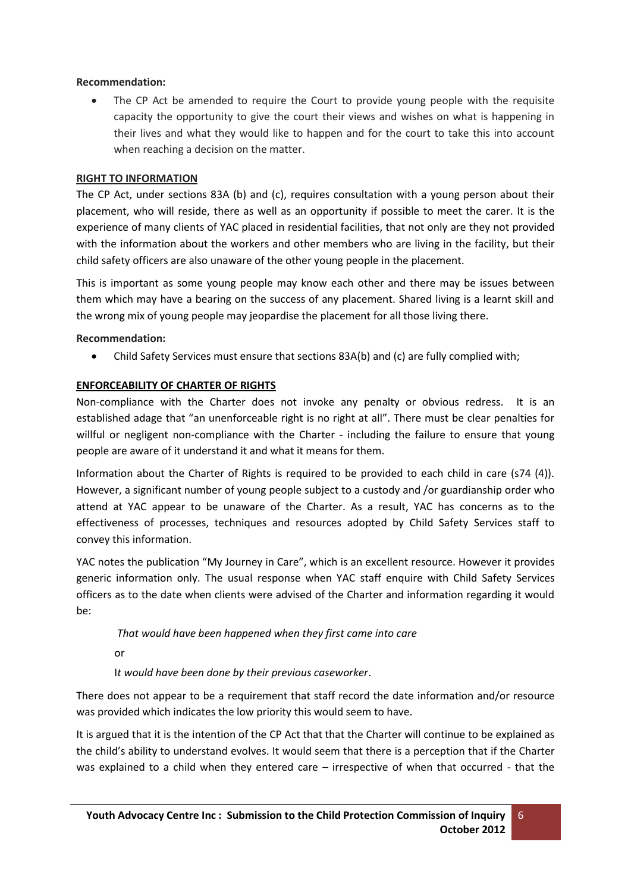**Recommendation:**

- The CP Act be amended to require the Court to provide young people with the requisite capacity the opportunity to give the court their views and wishes on what is happening in their lives and what they would like to happen and for the court to take this into account when reaching a decision on the matter.

**RIGHT TO INFORMATION**

The CP Act, under sections 83A (b) and (c), requires consultation with a young person about their placement, who will reside, there as well as an opportunity if possible to meet the carer. It is the experience of many clients of YAC placed in residential facilities, that not only are they not provided with the information about the workers and other members who are living in the facility, but their child safety officers are also unaware of the other young people in the placement.

This is important as some young people may know each other and there may be issues between them which may have a bearing on the success of any placement. Shared living is a learnt skill and the wrong mix of young people may jeopardise the placement for all those living there.

**Recommendation:**

- Child Safety Services must ensure that sections 83A(b) and (c) are fully complied with;

**ENFORCEABILITY OF CHARTER OF RIGHTS**

Non-compliance with the Charter does not invoke any penalty or obvious redress. It is an established adage that "an unenforceable right is no right at all". There must be clear penalties for willful or negligent non-compliance with the Charter - including the failure to ensure that young people are aware of it understand it and what it means for them.

Information about the Charter of Rights is required to be provided to each child in care (s74 (4)). However, a significant number of young people subject to a custody and /or guardianship order who attend at YAC appear to be unaware of the Charter. As a result, YAC has concerns as to the effectiveness of processes, techniques and resources adopted by Child Safety Services staff to convey this information.

YAC notes the publication "My Journey in Care", which is an excellent resource. However it provides generic information only. The usual response when YAC staff enquire with Child Safety Services officers as to the date when clients were advised of the Charter and information regarding it would be:

*That would have been happened when they first came into care*

or

I*t would have been done by their previous caseworker*.

There does not appear to be a requirement that staff record the date information and/or resource was provided which indicates the low priority this would seem to have.

It is argued that it is the intention of the CP Act that that the Charter will continue to be explained as the child's ability to understand evolves. It would seem that there is a perception that if the Charter was explained to a child when they entered care – irrespective of when that occurred - that the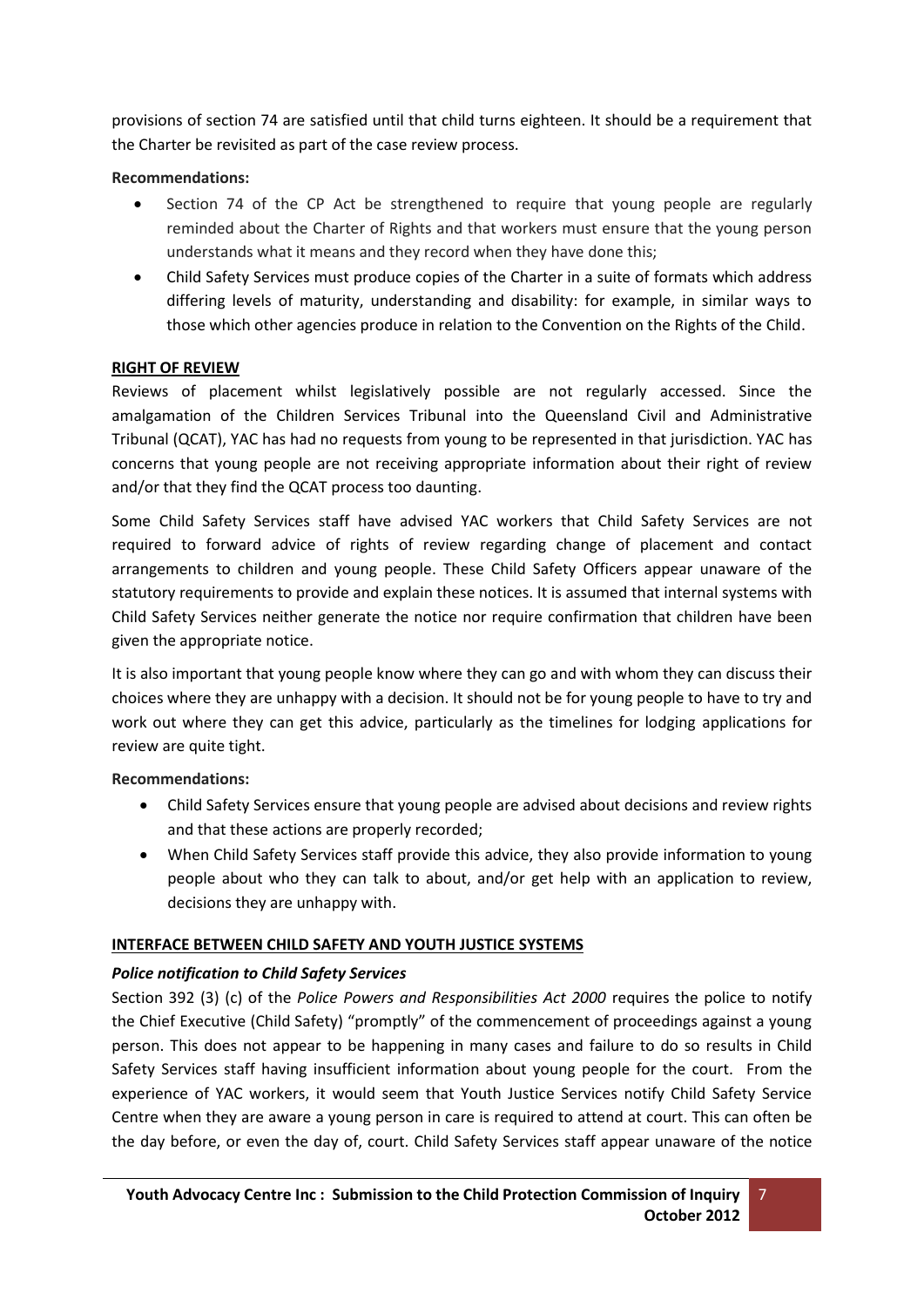provisions of section 74 are satisfied until that child turns eighteen. It should be a requirement that the Charter be revisited as part of the case review process.

**Recommendations:**

- Section 74 of the CP Act be strengthened to require that young people are regularly reminded about the Charter of Rights and that workers must ensure that the young person understands what it means and they record when they have done this;
- Child Safety Services must produce copies of the Charter in a suite of formats which address differing levels of maturity, understanding and disability: for example, in similar ways to those which other agencies produce in relation to the Convention on the Rights of the Child.

## RIGHT OF REVIEW

Reviews of placement whilst legislatively possible are not regularly accessed. Since the amalgamation of the Children Services Tribunal into the Queensland Civil and Administrative Tribunal (QCAT), YAC has had no requests from young to be represented in that jurisdiction. YAC has concerns that young people are not receiving appropriate information about their right of review and/or that they find the QCAT process too daunting.

Some Child Safety Services staff have advised YAC workers that Child Safety Services are not required to forward advice of rights of review regarding change of placement and contact arrangements to children and young people. These Child Safety Officers appear unaware of the statutory requirements to provide and explain these notices. It is assumed that internal systems with Child Safety Services neither generate the notice nor require confirmation that children have been given the appropriate notice.

It is also important that young people know where they can go and with whom they can discuss their choices where they are unhappy with a decision. It should not be for young people to have to try and work out where they can get this advice, particularly as the timelines for lodging applications for review are quite tight.

**Recommendations:**

- Child Safety Services ensure that young people are advised about decisions and review rights and that these actions are properly recorded;
- When Child Safety Services staff provide this advice, they also provide information to young people about who they can talk to about, and/or get help with an application to review, decisions they are unhappy with.

## INTERFACE BETWEEN CHILD SAFETY AND YOUTH JUSTICE SYSTEMS

### *Police notification to Child Safety Services*

Section 392 (3) (c) of the *Police Powers and Responsibilities Act 2000* requires the police to notify the Chief Executive (Child Safety) "promptly" of the commencement of proceedings against a young person. This does not appear to be happening in many cases and failure to do so results in Child Safety Services staff having insufficient information about young people for the court. From the experience of YAC workers, it would seem that Youth Justice Services notify Child Safety Service Centre when they are aware a young person in care is required to attend at court. This can often be the day before, or even the day of, court. Child Safety Services staff appear unaware of the notice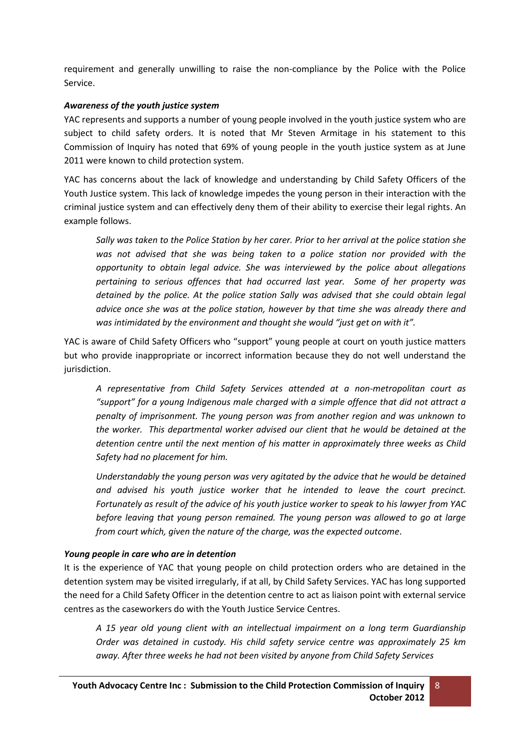requirement and generally unwilling to raise the non-compliance by the Police with the Police Service.

### *Awareness of the youth justice system*

YAC represents and supports a number of young people involved in the youth justice system who are subject to child safety orders. It is noted that Mr Steven Armitage in his statement to this Commission of Inquiry has noted that 69% of young people in the youth justice system as at June 2011 were known to child protection system.

YAC has concerns about the lack of knowledge and understanding by Child Safety Officers of the Youth Justice system. This lack of knowledge impedes the young person in their interaction with the criminal justice system and can effectively deny them of their ability to exercise their legal rights. An example follows.

> *Sally was taken to the Police Station by her carer. Prior to her arrival at the police station she was not advised that she was being taken to a police station nor provided with the opportunity to obtain legal advice. She was interviewed by the police about allegations pertaining to serious offences that had occurred last year. Some of her property was detained by the police. At the police station Sally was advised that she could obtain legal advice once she was at the police station, however by that time she was already there and was intimidated by the environment and thought she would "just get on with it".*

YAC is aware of Child Safety Officers who "support" young people at court on youth justice matters but who provide inappropriate or incorrect information because they do not well understand the jurisdiction.

> *A representative from Child Safety Services attended at a non-metropolitan court as "support" for a young Indigenous male charged with a simple offence that did not attract a penalty of imprisonment. The young person was from another region and was unknown to the worker. This departmental worker advised our client that he would be detained at the detention centre until the next mention of his matter in approximately three weeks as Child Safety had no placement for him.*
>
> *Understandably the young person was very agitated by the advice that he would be detained and advised his youth justice worker that he intended to leave the court precinct. Fortunately as result of the advice of his youth justice worker to speak to his lawyer from YAC before leaving that young person remained. The young person was allowed to go at large from court which, given the nature of the charge, was the expected outcome.*

### *Young people in care who are in detention*

It is the experience of YAC that young people on child protection orders who are detained in the detention system may be visited irregularly, if at all, by Child Safety Services. YAC has long supported the need for a Child Safety Officer in the detention centre to act as liaison point with external service centres as the caseworkers do with the Youth Justice Service Centres.

> *A 15 year old young client with an intellectual impairment on a long term Guardianship Order was detained in custody. His child safety service centre was approximately 25 km away. After three weeks he had not been visited by anyone from Child Safety Services*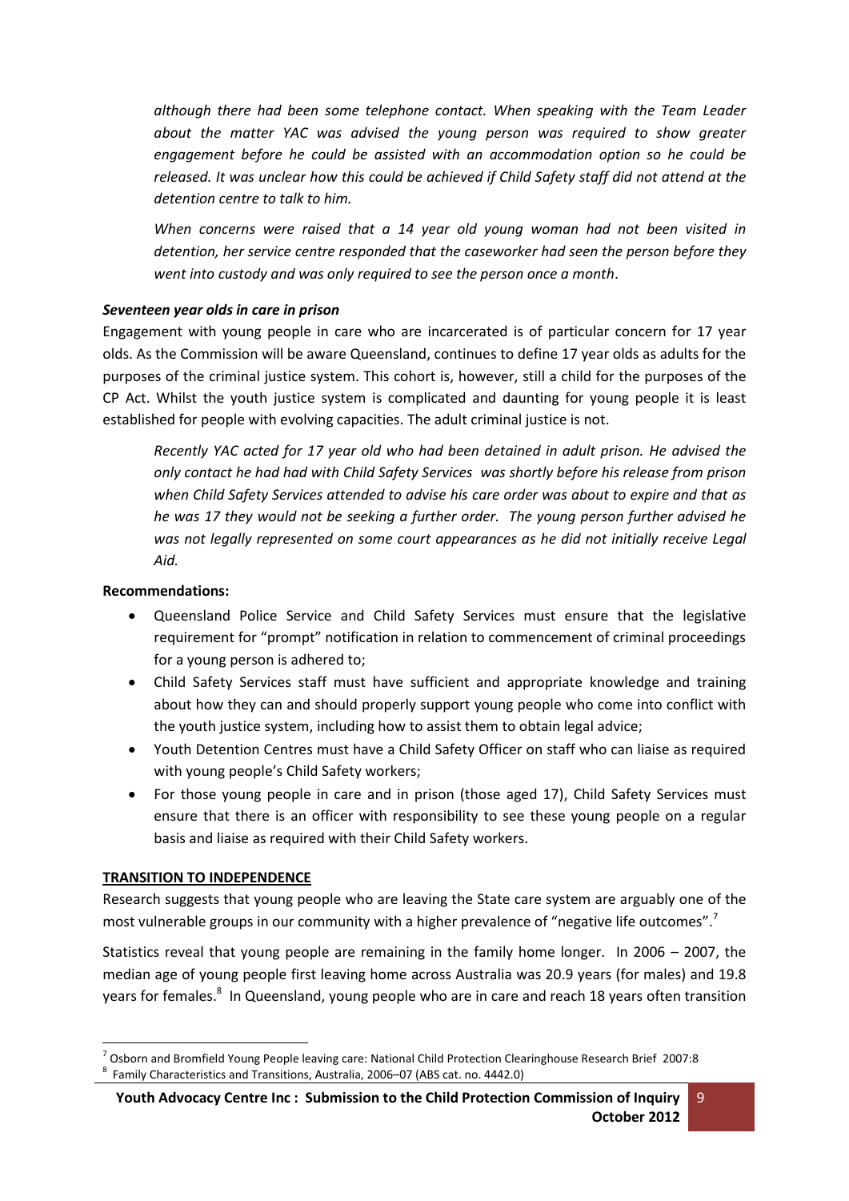*although there had been some telephone contact. When speaking with the Team Leader about the matter YAC was advised the young person was required to show greater engagement before he could be assisted with an accommodation option so he could be released. It was unclear how this could be achieved if Child Safety staff did not attend at the detention centre to talk to him.*

*When concerns were raised that a 14 year old young woman had not been visited in detention, her service centre responded that the caseworker had seen the person before they went into custody and was only required to see the person once a month*.

***Seventeen year olds in care in prison***

Engagement with young people in care who are incarcerated is of particular concern for 17 year olds. As the Commission will be aware Queensland, continues to define 17 year olds as adults for the purposes of the criminal justice system. This cohort is, however, still a child for the purposes of the CP Act. Whilst the youth justice system is complicated and daunting for young people it is least established for people with evolving capacities. The adult criminal justice is not.

*Recently YAC acted for 17 year old who had been detained in adult prison. He advised the only contact he had had with Child Safety Services was shortly before his release from prison when Child Safety Services attended to advise his care order was about to expire and that as he was 17 they would not be seeking a further order. The young person further advised he was not legally represented on some court appearances as he did not initially receive Legal Aid.*

**Recommendations:**

- Queensland Police Service and Child Safety Services must ensure that the legislative requirement for "prompt" notification in relation to commencement of criminal proceedings for a young person is adhered to;
- Child Safety Services staff must have sufficient and appropriate knowledge and training about how they can and should properly support young people who come into conflict with the youth justice system, including how to assist them to obtain legal advice;
- Youth Detention Centres must have a Child Safety Officer on staff who can liaise as required with young people's Child Safety workers;
- For those young people in care and in prison (those aged 17), Child Safety Services must ensure that there is an officer with responsibility to see these young people on a regular basis and liaise as required with their Child Safety workers.

**TRANSITION TO INDEPENDENCE**

Research suggests that young people who are leaving the State care system are arguably one of the most vulnerable groups in our community with a higher prevalence of "negative life outcomes".[7]

Statistics reveal that young people are remaining in the family home longer. In 2006 – 2007, the median age of young people first leaving home across Australia was 20.9 years (for males) and 19.8 years for females.[8] In Queensland, young people who are in care and reach 18 years often transition

[7] Osborn and Bromfield Young People leaving care: National Child Protection Clearinghouse Research Brief 2007:8

[8] Family Characteristics and Transitions, Australia, 2006–07 (ABS cat. no. 4442.0)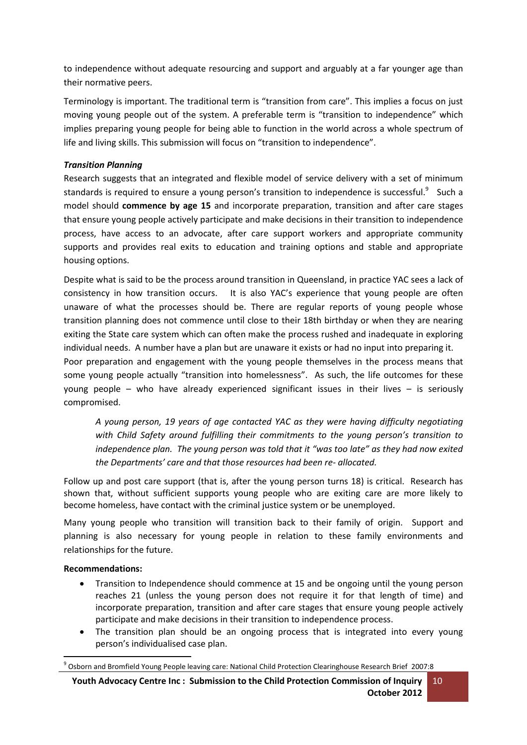to independence without adequate resourcing and support and arguably at a far younger age than their normative peers.

Terminology is important. The traditional term is "transition from care". This implies a focus on just moving young people out of the system. A preferable term is "transition to independence" which implies preparing young people for being able to function in the world across a whole spectrum of life and living skills. This submission will focus on "transition to independence".

***Transition Planning***

Research suggests that an integrated and flexible model of service delivery with a set of minimum standards is required to ensure a young person's transition to independence is successful.[9] Such a model should **commence by age 15** and incorporate preparation, transition and after care stages that ensure young people actively participate and make decisions in their transition to independence process, have access to an advocate, after care support workers and appropriate community supports and provides real exits to education and training options and stable and appropriate housing options.

Despite what is said to be the process around transition in Queensland, in practice YAC sees a lack of consistency in how transition occurs. It is also YAC's experience that young people are often unaware of what the processes should be. There are regular reports of young people whose transition planning does not commence until close to their 18th birthday or when they are nearing exiting the State care system which can often make the process rushed and inadequate in exploring individual needs. A number have a plan but are unaware it exists or had no input into preparing it.

Poor preparation and engagement with the young people themselves in the process means that some young people actually "transition into homelessness". As such, the life outcomes for these young people – who have already experienced significant issues in their lives – is seriously compromised.

> *A young person, 19 years of age contacted YAC as they were having difficulty negotiating with Child Safety around fulfilling their commitments to the young person's transition to independence plan. The young person was told that it "was too late" as they had now exited the Departments' care and that those resources had been re- allocated.*

Follow up and post care support (that is, after the young person turns 18) is critical. Research has shown that, without sufficient supports young people who are exiting care are more likely to become homeless, have contact with the criminal justice system or be unemployed.

Many young people who transition will transition back to their family of origin. Support and planning is also necessary for young people in relation to these family environments and relationships for the future.

**Recommendations:**

- Transition to Independence should commence at 15 and be ongoing until the young person reaches 21 (unless the young person does not require it for that length of time) and incorporate preparation, transition and after care stages that ensure young people actively participate and make decisions in their transition to independence process.
- The transition plan should be an ongoing process that is integrated into every young person's individualised case plan.

[9] Osborn and Bromfield Young People leaving care: National Child Protection Clearinghouse Research Brief 2007:8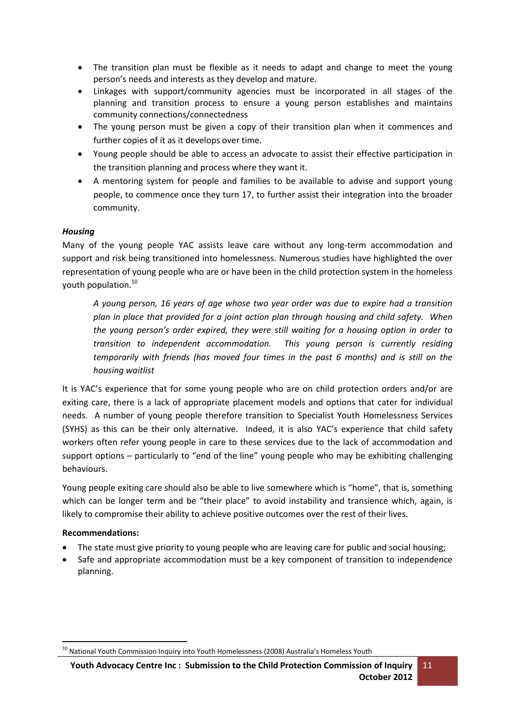- The transition plan must be flexible as it needs to adapt and change to meet the young person's needs and interests as they develop and mature.
- Linkages with support/community agencies must be incorporated in all stages of the planning and transition process to ensure a young person establishes and maintains community connections/connectedness
- The young person must be given a copy of their transition plan when it commences and further copies of it as it develops over time.
- Young people should be able to access an advocate to assist their effective participation in the transition planning and process where they want it.
- A mentoring system for people and families to be available to advise and support young people, to commence once they turn 17, to further assist their integration into the broader community.

***Housing***

Many of the young people YAC assists leave care without any long-term accommodation and support and risk being transitioned into homelessness. Numerous studies have highlighted the over representation of young people who are or have been in the child protection system in the homeless youth population.[10]

> *A young person, 16 years of age whose two year order was due to expire had a transition plan in place that provided for a joint action plan through housing and child safety. When the young person's order expired, they were still waiting for a housing option in order to transition to independent accommodation. This young person is currently residing temporarily with friends (has moved four times in the past 6 months) and is still on the housing waitlist*

It is YAC's experience that for some young people who are on child protection orders and/or are exiting care, there is a lack of appropriate placement models and options that cater for individual needs. A number of young people therefore transition to Specialist Youth Homelessness Services (SYHS) as this can be their only alternative. Indeed, it is also YAC's experience that child safety workers often refer young people in care to these services due to the lack of accommodation and support options – particularly to "end of the line" young people who may be exhibiting challenging behaviours.

Young people exiting care should also be able to live somewhere which is "home", that is, something which can be longer term and be "their place" to avoid instability and transience which, again, is likely to compromise their ability to achieve positive outcomes over the rest of their lives.

**Recommendations:**

- The state must give priority to young people who are leaving care for public and social housing;
- Safe and appropriate accommodation must be a key component of transition to independence planning.

[10] National Youth Commission Inquiry into Youth Homelessness (2008) Australia's Homeless Youth